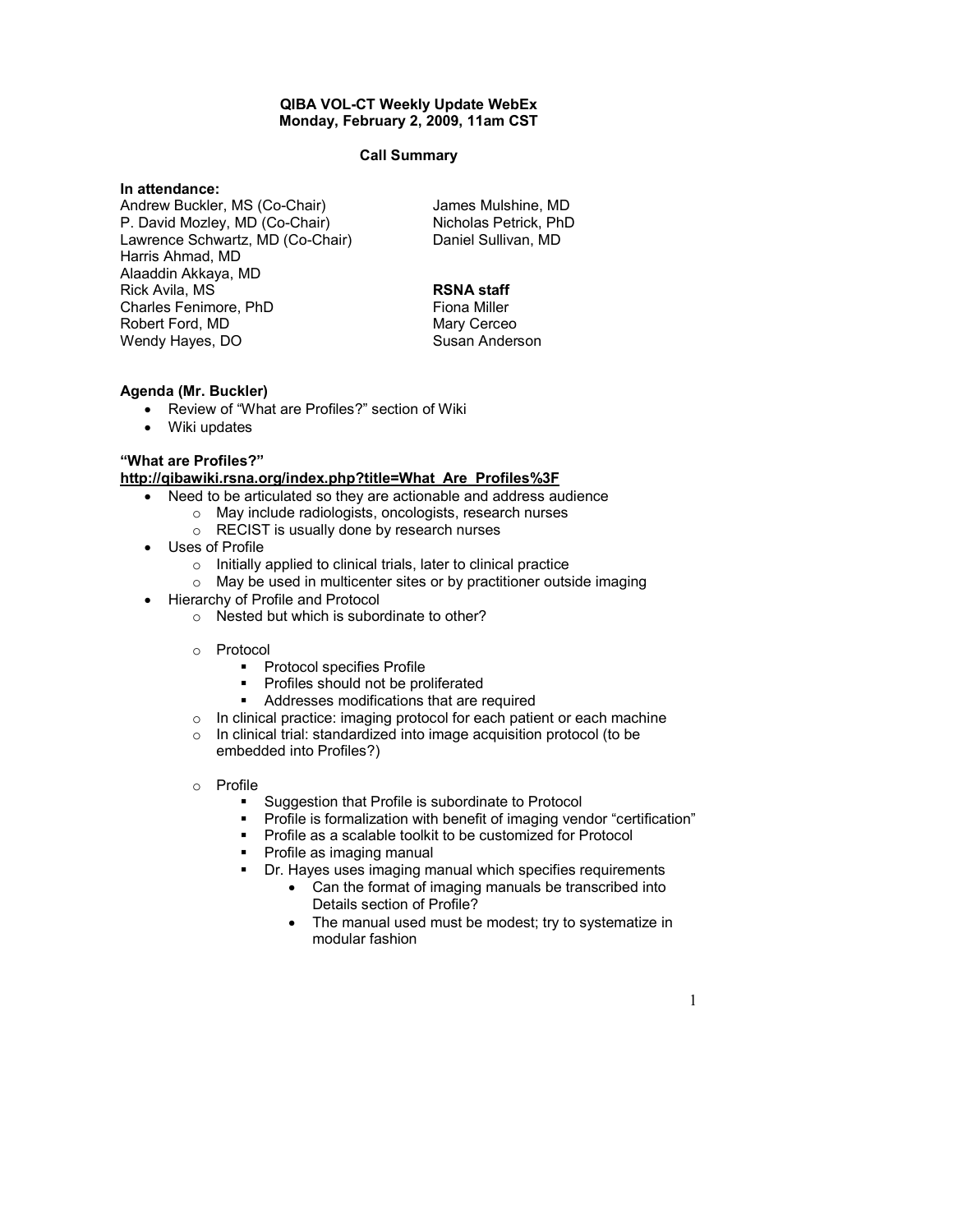**QIBA VOL-CT Weekly Update WebEx**
**Monday, February 2, 2009, 11am CST**

**Call Summary**

**In attendance:**

Andrew Buckler, MS (Co-Chair)
P. David Mozley, MD (Co-Chair)
Lawrence Schwartz, MD (Co-Chair)
Harris Ahmad, MD
Alaaddin Akkaya, MD
Rick Avila, MS
Charles Fenimore, PhD
Robert Ford, MD
Wendy Hayes, DO
James Mulshine, MD
Nicholas Petrick, PhD
Daniel Sullivan, MD

**RSNA staff**
Fiona Miller
Mary Cerceo
Susan Anderson

**Agenda (Mr. Buckler)**

- Review of "What are Profiles?" section of Wiki
- Wiki updates

**"What are Profiles?"**
**http://qibawiki.rsna.org/index.php?title=What_Are_Profiles%3F**

- Need to be articulated so they are actionable and address audience
  - May include radiologists, oncologists, research nurses
  - RECIST is usually done by research nurses
- Uses of Profile
  - Initially applied to clinical trials, later to clinical practice
  - May be used in multicenter sites or by practitioner outside imaging
- Hierarchy of Profile and Protocol
  - Nested but which is subordinate to other?
  - Protocol
    - Protocol specifies Profile
    - Profiles should not be proliferated
    - Addresses modifications that are required
  - In clinical practice: imaging protocol for each patient or each machine
  - In clinical trial: standardized into image acquisition protocol (to be embedded into Profiles?)
  - Profile
    - Suggestion that Profile is subordinate to Protocol
    - Profile is formalization with benefit of imaging vendor "certification"
    - Profile as a scalable toolkit to be customized for Protocol
    - Profile as imaging manual
    - Dr. Hayes uses imaging manual which specifies requirements
      - Can the format of imaging manuals be transcribed into Details section of Profile?
      - The manual used must be modest; try to systematize in modular fashion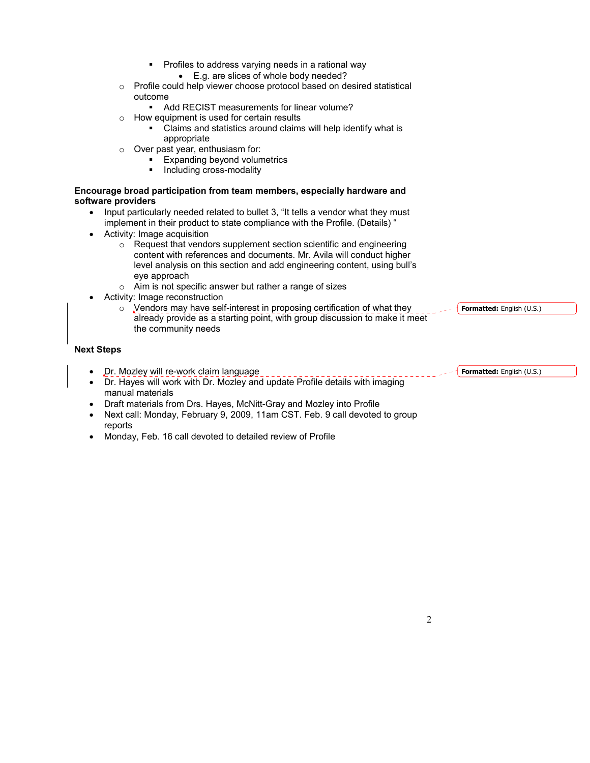- Profiles to address varying needs in a rational way
            - E.g. are slices of whole body needed?
    - Profile could help viewer choose protocol based on desired statistical outcome
        - Add RECIST measurements for linear volume?
    - How equipment is used for certain results
        - Claims and statistics around claims will help identify what is appropriate
    - Over past year, enthusiasm for:
        - Expanding beyond volumetrics
        - Including cross-modality

**Encourage broad participation from team members, especially hardware and software providers**

- Input particularly needed related to bullet 3, "It tells a vendor what they must implement in their product to state compliance with the Profile. (Details) "
- Activity: Image acquisition
    - Request that vendors supplement section scientific and engineering content with references and documents. Mr. Avila will conduct higher level analysis on this section and add engineering content, using bull's eye approach
    - Aim is not specific answer but rather a range of sizes
- Activity: Image reconstruction
    - Vendors may have self-interest in proposing certification of what they already provide as a starting point, with group discussion to make it meet the community needs

**Next Steps**

- Dr. Mozley will re-work claim language
- Dr. Hayes will work with Dr. Mozley and update Profile details with imaging manual materials
- Draft materials from Drs. Hayes, McNitt-Gray and Mozley into Profile
- Next call: Monday, February 9, 2009, 11am CST. Feb. 9 call devoted to group reports
- Monday, Feb. 16 call devoted to detailed review of Profile